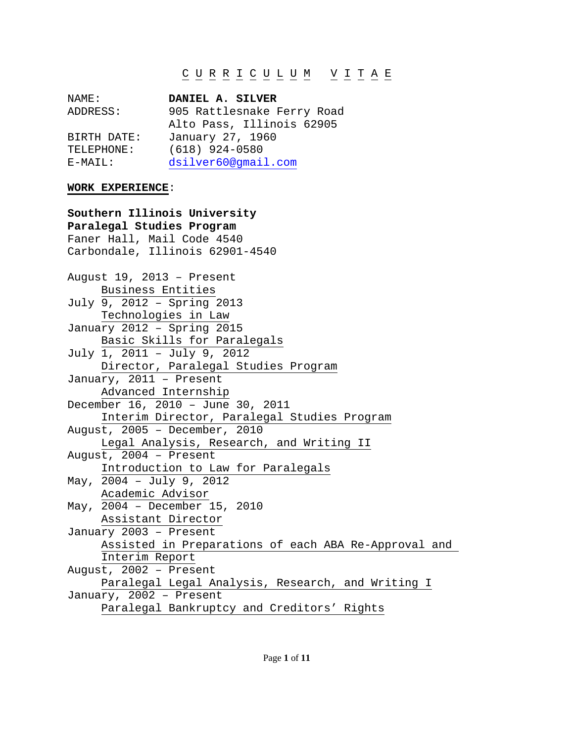# C U R R I C U L U M   V I T A E

NAME: **DANIEL A. SILVER**
ADDRESS: 905 Rattlesnake Ferry Road
Alto Pass, Illinois 62905
BIRTH DATE: January 27, 1960
TELEPHONE: (618) 924-0580
E-MAIL: dsilver60@gmail.com

## WORK EXPERIENCE:

**Southern Illinois University**
**Paralegal Studies Program**
Faner Hall, Mail Code 4540
Carbondale, Illinois 62901-4540

August 19, 2013 – Present
Business Entities
July 9, 2012 – Spring 2013
Technologies in Law
January 2012 – Spring 2015
Basic Skills for Paralegals
July 1, 2011 – July 9, 2012
Director, Paralegal Studies Program
January, 2011 – Present
Advanced Internship
December 16, 2010 – June 30, 2011
Interim Director, Paralegal Studies Program
August, 2005 – December, 2010
Legal Analysis, Research, and Writing II
August, 2004 – Present
Introduction to Law for Paralegals
May, 2004 – July 9, 2012
Academic Advisor
May, 2004 – December 15, 2010
Assistant Director
January 2003 – Present
Assisted in Preparations of each ABA Re-Approval and Interim Report
August, 2002 – Present
Paralegal Legal Analysis, Research, and Writing I
January, 2002 – Present
Paralegal Bankruptcy and Creditors' Rights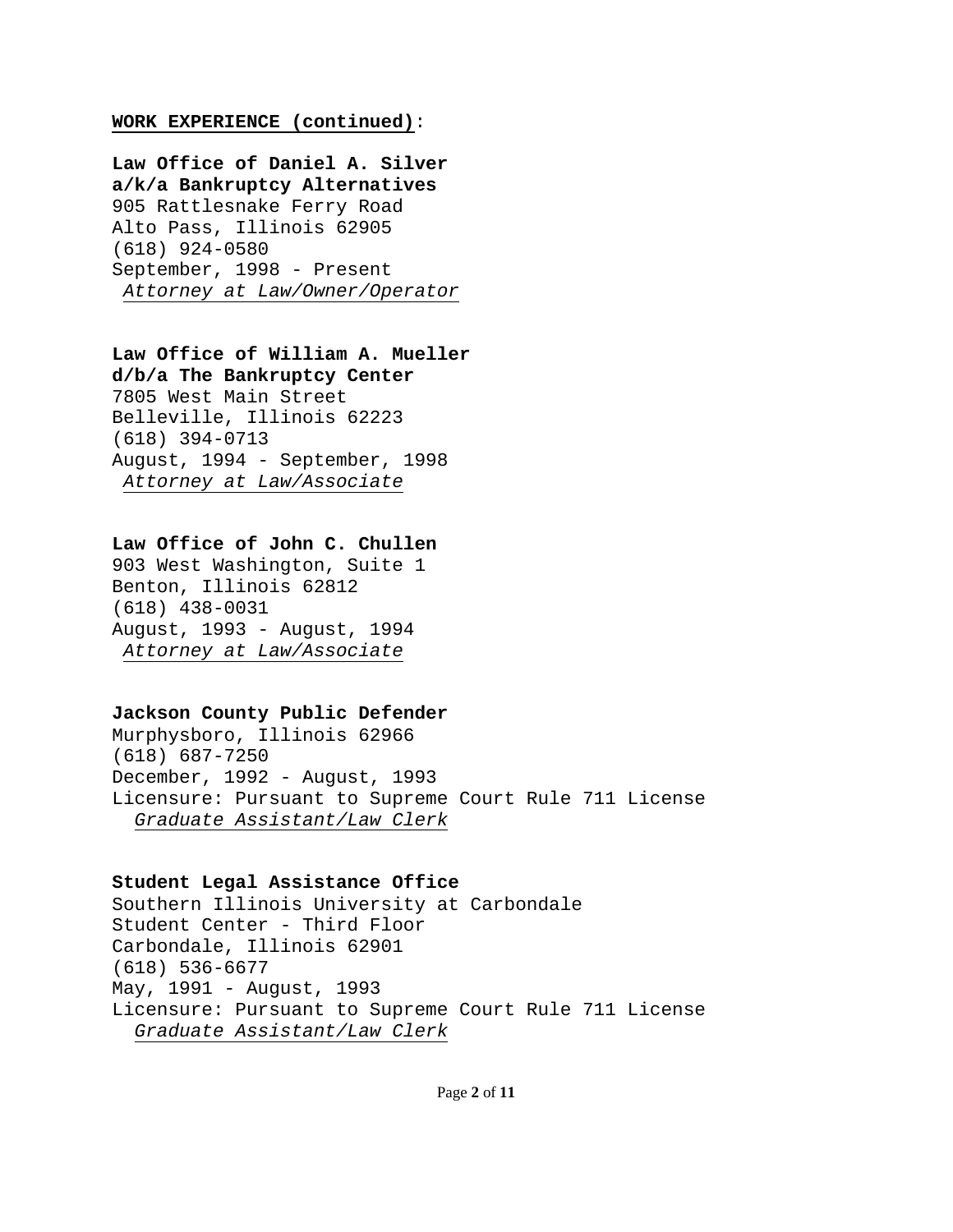**WORK EXPERIENCE (continued)**:

**Law Office of Daniel A. Silver**
**a/k/a Bankruptcy Alternatives**
905 Rattlesnake Ferry Road
Alto Pass, Illinois 62905
(618) 924-0580
September, 1998 - Present
*Attorney at Law/Owner/Operator*

**Law Office of William A. Mueller**
**d/b/a The Bankruptcy Center**
7805 West Main Street
Belleville, Illinois 62223
(618) 394-0713
August, 1994 - September, 1998
*Attorney at Law/Associate*

**Law Office of John C. Chullen**
903 West Washington, Suite 1
Benton, Illinois 62812
(618) 438-0031
August, 1993 - August, 1994
*Attorney at Law/Associate*

**Jackson County Public Defender**
Murphysboro, Illinois 62966
(618) 687-7250
December, 1992 - August, 1993
Licensure: Pursuant to Supreme Court Rule 711 License
*Graduate Assistant/Law Clerk*

**Student Legal Assistance Office**
Southern Illinois University at Carbondale
Student Center - Third Floor
Carbondale, Illinois 62901
(618) 536-6677
May, 1991 - August, 1993
Licensure: Pursuant to Supreme Court Rule 711 License
*Graduate Assistant/Law Clerk*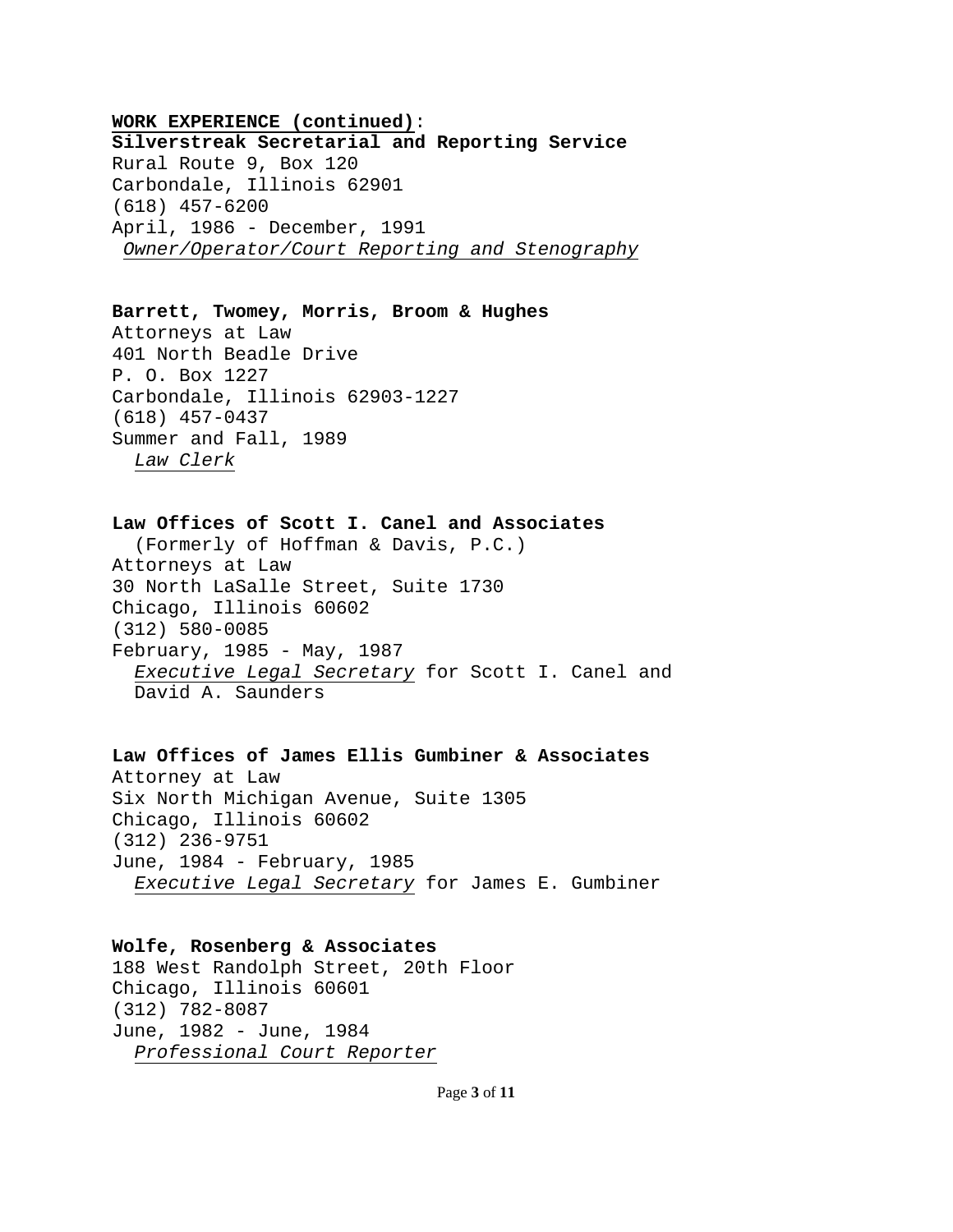**WORK EXPERIENCE (continued)**:

**Silverstreak Secretarial and Reporting Service**
Rural Route 9, Box 120
Carbondale, Illinois 62901
(618) 457-6200
April, 1986 - December, 1991
*Owner/Operator/Court Reporting and Stenography*

**Barrett, Twomey, Morris, Broom & Hughes**
Attorneys at Law
401 North Beadle Drive
P. O. Box 1227
Carbondale, Illinois 62903-1227
(618) 457-0437
Summer and Fall, 1989
*Law Clerk*

**Law Offices of Scott I. Canel and Associates**
(Formerly of Hoffman & Davis, P.C.)
Attorneys at Law
30 North LaSalle Street, Suite 1730
Chicago, Illinois 60602
(312) 580-0085
February, 1985 - May, 1987
*Executive Legal Secretary* for Scott I. Canel and David A. Saunders

**Law Offices of James Ellis Gumbiner & Associates**
Attorney at Law
Six North Michigan Avenue, Suite 1305
Chicago, Illinois 60602
(312) 236-9751
June, 1984 - February, 1985
*Executive Legal Secretary* for James E. Gumbiner

**Wolfe, Rosenberg & Associates**
188 West Randolph Street, 20th Floor
Chicago, Illinois 60601
(312) 782-8087
June, 1982 - June, 1984
*Professional Court Reporter*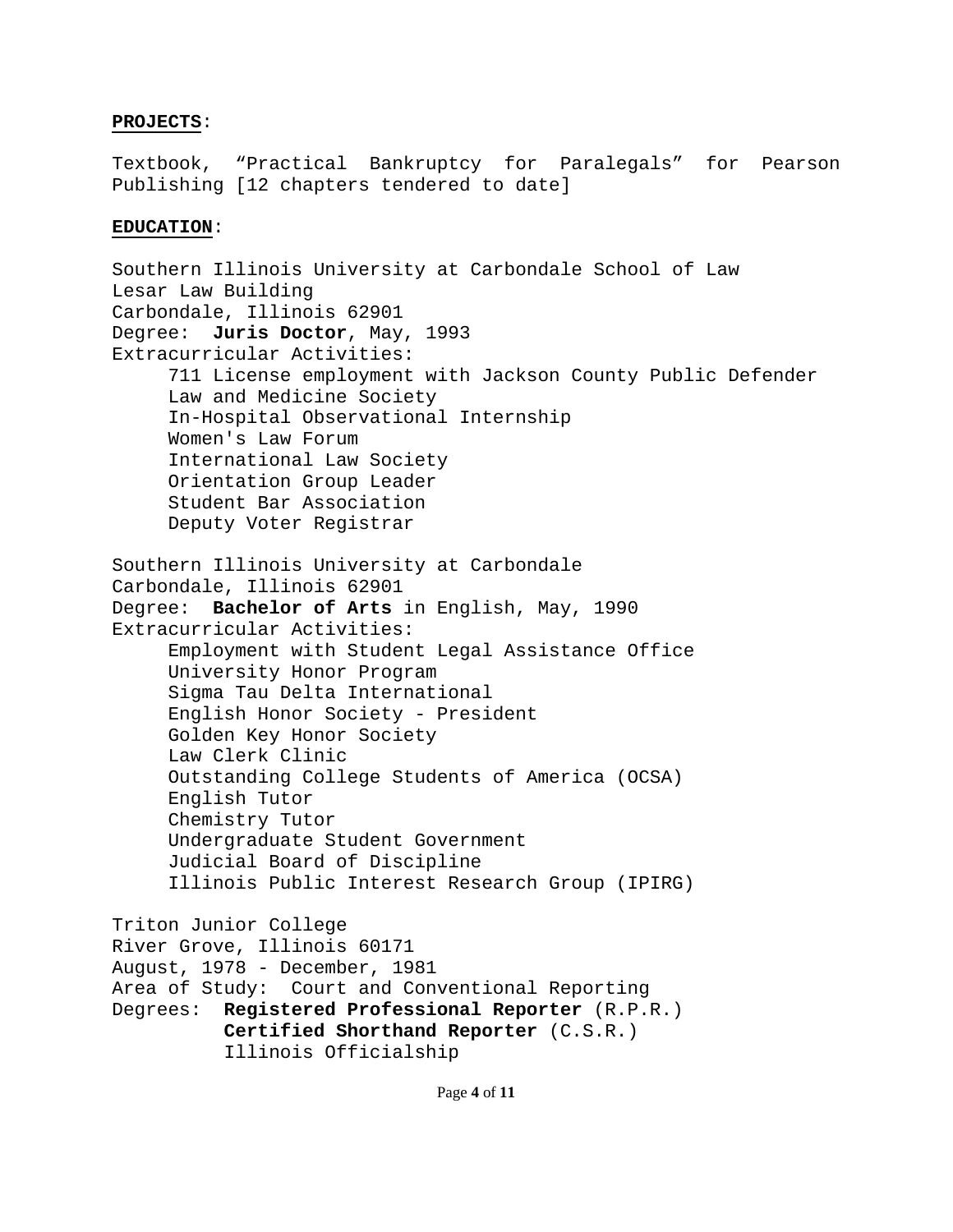**PROJECTS**:

Textbook, “Practical Bankruptcy for Paralegals” for Pearson Publishing [12 chapters tendered to date]

**EDUCATION**:

Southern Illinois University at Carbondale School of Law
Lesar Law Building
Carbondale, Illinois 62901
Degree: **Juris Doctor**, May, 1993
Extracurricular Activities:

- 711 License employment with Jackson County Public Defender
- Law and Medicine Society
- In-Hospital Observational Internship
- Women's Law Forum
- International Law Society
- Orientation Group Leader
- Student Bar Association
- Deputy Voter Registrar

Southern Illinois University at Carbondale
Carbondale, Illinois 62901
Degree: **Bachelor of Arts** in English, May, 1990
Extracurricular Activities:

- Employment with Student Legal Assistance Office
- University Honor Program
- Sigma Tau Delta International
- English Honor Society - President
- Golden Key Honor Society
- Law Clerk Clinic
- Outstanding College Students of America (OCSA)
- English Tutor
- Chemistry Tutor
- Undergraduate Student Government
- Judicial Board of Discipline
- Illinois Public Interest Research Group (IPIRG)

Triton Junior College
River Grove, Illinois 60171
August, 1978 - December, 1981
Area of Study: Court and Conventional Reporting
Degrees: **Registered Professional Reporter** (R.P.R.)
**Certified Shorthand Reporter** (C.S.R.)
Illinois Officialship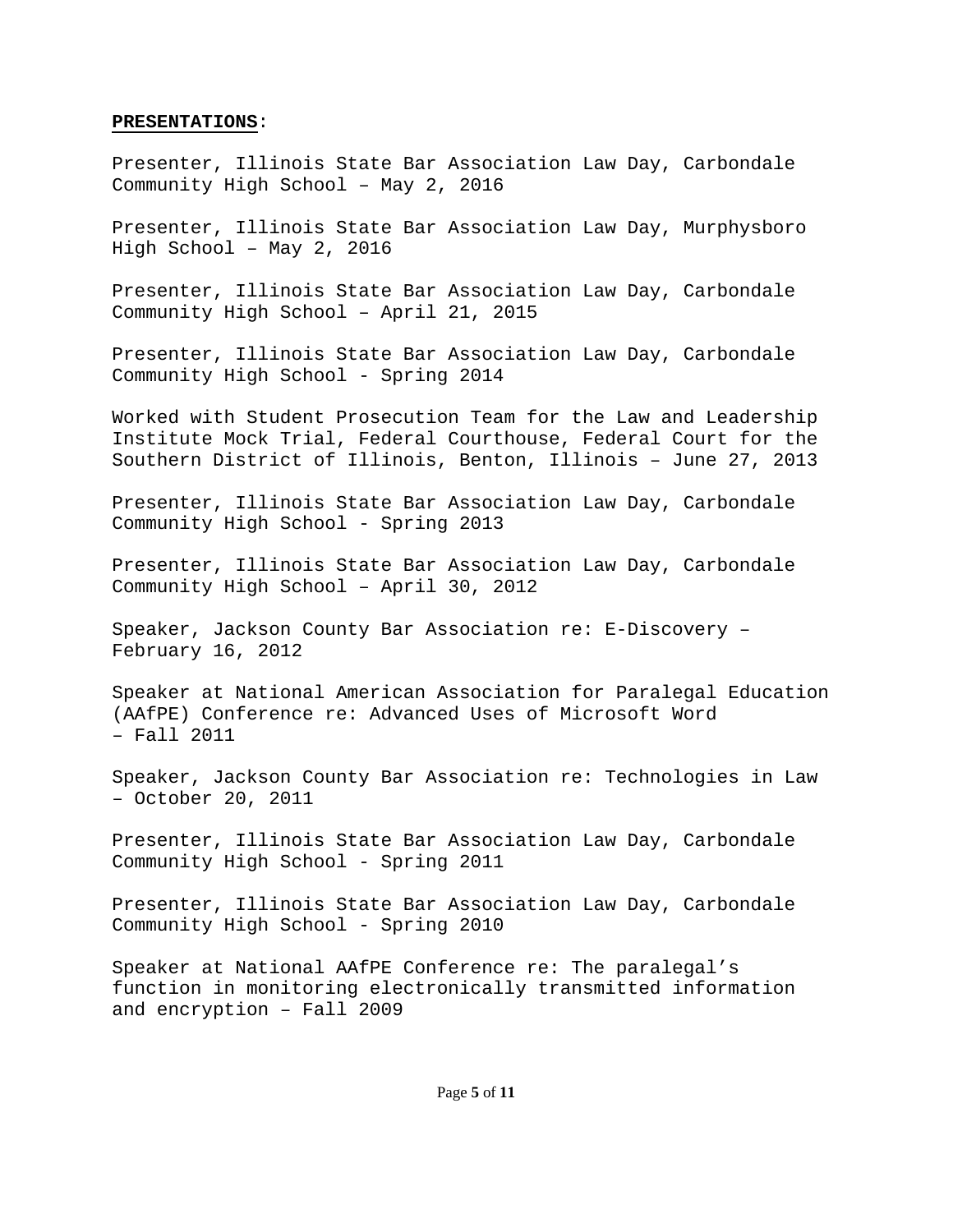**PRESENTATIONS**:

Presenter, Illinois State Bar Association Law Day, Carbondale Community High School – May 2, 2016

Presenter, Illinois State Bar Association Law Day, Murphysboro High School – May 2, 2016

Presenter, Illinois State Bar Association Law Day, Carbondale Community High School – April 21, 2015

Presenter, Illinois State Bar Association Law Day, Carbondale Community High School - Spring 2014

Worked with Student Prosecution Team for the Law and Leadership Institute Mock Trial, Federal Courthouse, Federal Court for the Southern District of Illinois, Benton, Illinois – June 27, 2013

Presenter, Illinois State Bar Association Law Day, Carbondale Community High School - Spring 2013

Presenter, Illinois State Bar Association Law Day, Carbondale Community High School – April 30, 2012

Speaker, Jackson County Bar Association re: E-Discovery – February 16, 2012

Speaker at National American Association for Paralegal Education (AAfPE) Conference re: Advanced Uses of Microsoft Word – Fall 2011

Speaker, Jackson County Bar Association re: Technologies in Law – October 20, 2011

Presenter, Illinois State Bar Association Law Day, Carbondale Community High School - Spring 2011

Presenter, Illinois State Bar Association Law Day, Carbondale Community High School - Spring 2010

Speaker at National AAfPE Conference re: The paralegal's function in monitoring electronically transmitted information and encryption – Fall 2009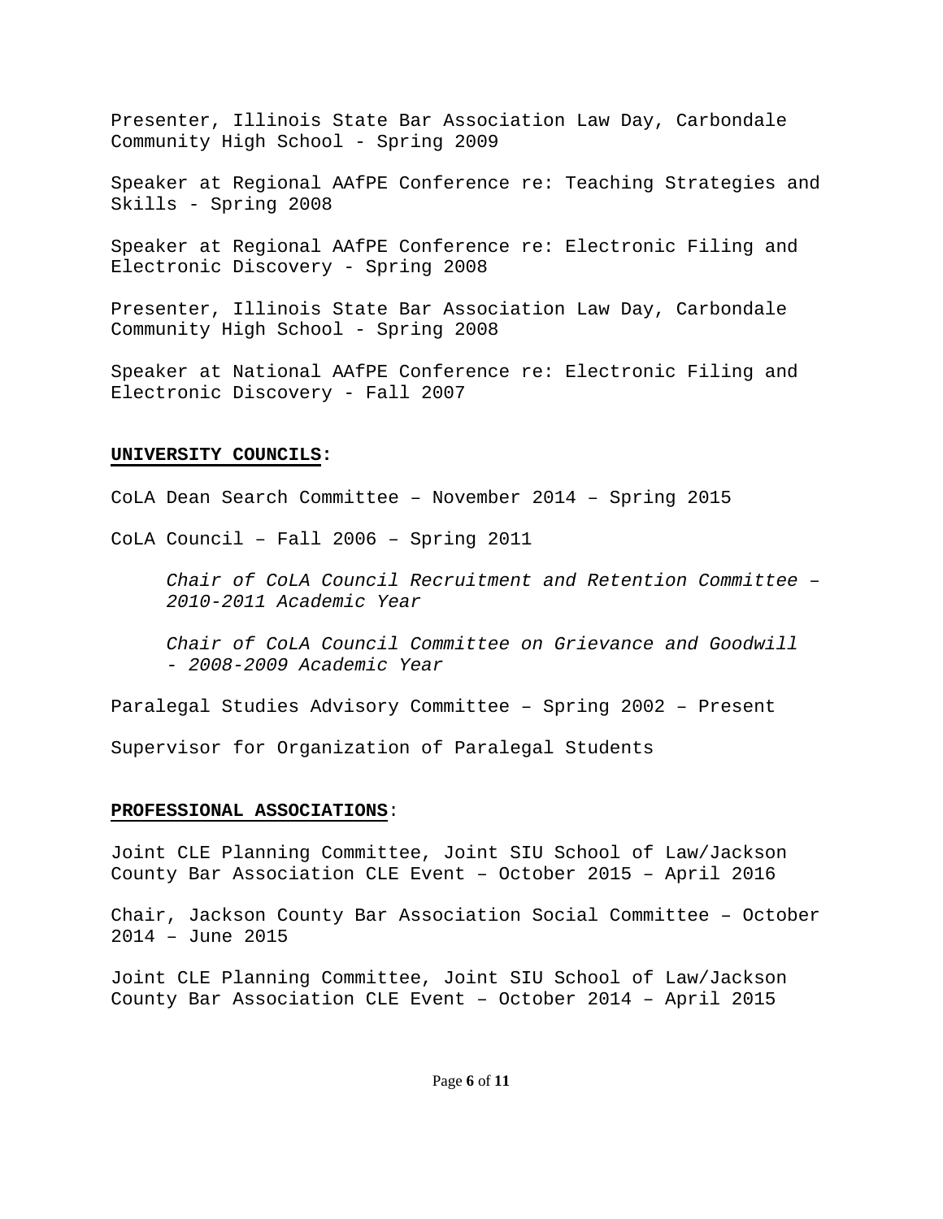Presenter, Illinois State Bar Association Law Day, Carbondale Community High School - Spring 2009

Speaker at Regional AAfPE Conference re: Teaching Strategies and Skills - Spring 2008

Speaker at Regional AAfPE Conference re: Electronic Filing and Electronic Discovery - Spring 2008

Presenter, Illinois State Bar Association Law Day, Carbondale Community High School - Spring 2008

Speaker at National AAfPE Conference re: Electronic Filing and Electronic Discovery - Fall 2007

**UNIVERSITY COUNCILS:**

CoLA Dean Search Committee – November 2014 – Spring 2015

CoLA Council – Fall 2006 – Spring 2011

> *Chair of CoLA Council Recruitment and Retention Committee – 2010-2011 Academic Year*
>
> *Chair of CoLA Council Committee on Grievance and Goodwill - 2008-2009 Academic Year*

Paralegal Studies Advisory Committee – Spring 2002 – Present

Supervisor for Organization of Paralegal Students

**PROFESSIONAL ASSOCIATIONS**:

Joint CLE Planning Committee, Joint SIU School of Law/Jackson County Bar Association CLE Event – October 2015 – April 2016

Chair, Jackson County Bar Association Social Committee – October 2014 – June 2015

Joint CLE Planning Committee, Joint SIU School of Law/Jackson County Bar Association CLE Event – October 2014 – April 2015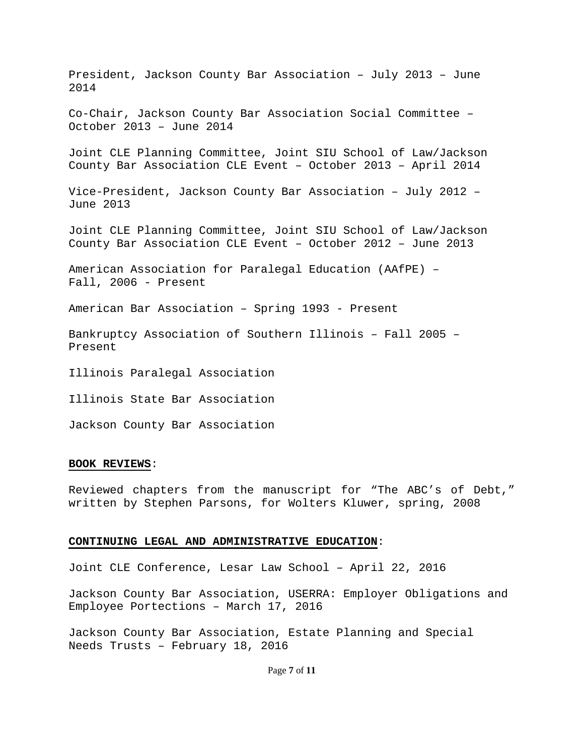President, Jackson County Bar Association – July 2013 – June 2014

Co-Chair, Jackson County Bar Association Social Committee – October 2013 – June 2014

Joint CLE Planning Committee, Joint SIU School of Law/Jackson County Bar Association CLE Event – October 2013 – April 2014

Vice-President, Jackson County Bar Association – July 2012 – June 2013

Joint CLE Planning Committee, Joint SIU School of Law/Jackson County Bar Association CLE Event – October 2012 – June 2013

American Association for Paralegal Education (AAfPE) – Fall, 2006 - Present

American Bar Association – Spring 1993 - Present

Bankruptcy Association of Southern Illinois – Fall 2005 – Present

Illinois Paralegal Association

Illinois State Bar Association

Jackson County Bar Association

**BOOK REVIEWS**:

Reviewed chapters from the manuscript for "The ABC's of Debt," written by Stephen Parsons, for Wolters Kluwer, spring, 2008

**CONTINUING LEGAL AND ADMINISTRATIVE EDUCATION**:

Joint CLE Conference, Lesar Law School – April 22, 2016

Jackson County Bar Association, USERRA: Employer Obligations and Employee Portections – March 17, 2016

Jackson County Bar Association, Estate Planning and Special Needs Trusts – February 18, 2016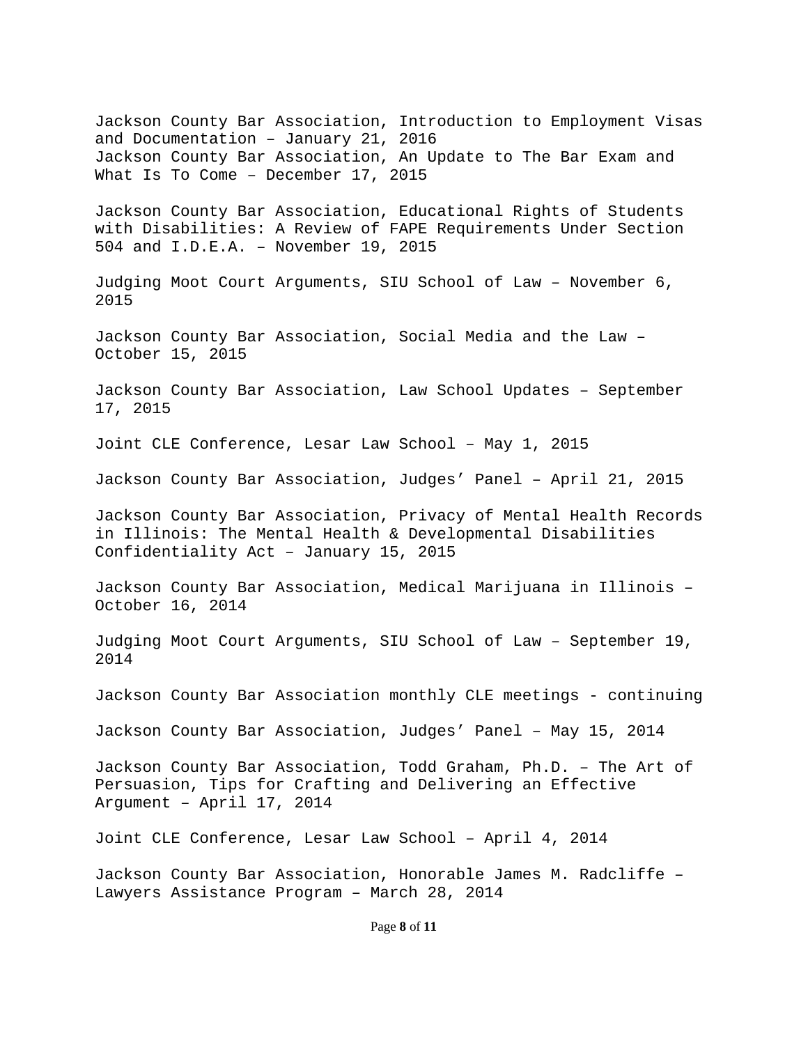Jackson County Bar Association, Introduction to Employment Visas and Documentation – January 21, 2016
Jackson County Bar Association, An Update to The Bar Exam and What Is To Come – December 17, 2015

Jackson County Bar Association, Educational Rights of Students with Disabilities: A Review of FAPE Requirements Under Section 504 and I.D.E.A. – November 19, 2015

Judging Moot Court Arguments, SIU School of Law – November 6, 2015

Jackson County Bar Association, Social Media and the Law – October 15, 2015

Jackson County Bar Association, Law School Updates – September 17, 2015

Joint CLE Conference, Lesar Law School – May 1, 2015

Jackson County Bar Association, Judges' Panel – April 21, 2015

Jackson County Bar Association, Privacy of Mental Health Records in Illinois: The Mental Health & Developmental Disabilities Confidentiality Act – January 15, 2015

Jackson County Bar Association, Medical Marijuana in Illinois – October 16, 2014

Judging Moot Court Arguments, SIU School of Law – September 19, 2014

Jackson County Bar Association monthly CLE meetings - continuing

Jackson County Bar Association, Judges' Panel – May 15, 2014

Jackson County Bar Association, Todd Graham, Ph.D. – The Art of Persuasion, Tips for Crafting and Delivering an Effective Argument – April 17, 2014

Joint CLE Conference, Lesar Law School – April 4, 2014

Jackson County Bar Association, Honorable James M. Radcliffe – Lawyers Assistance Program – March 28, 2014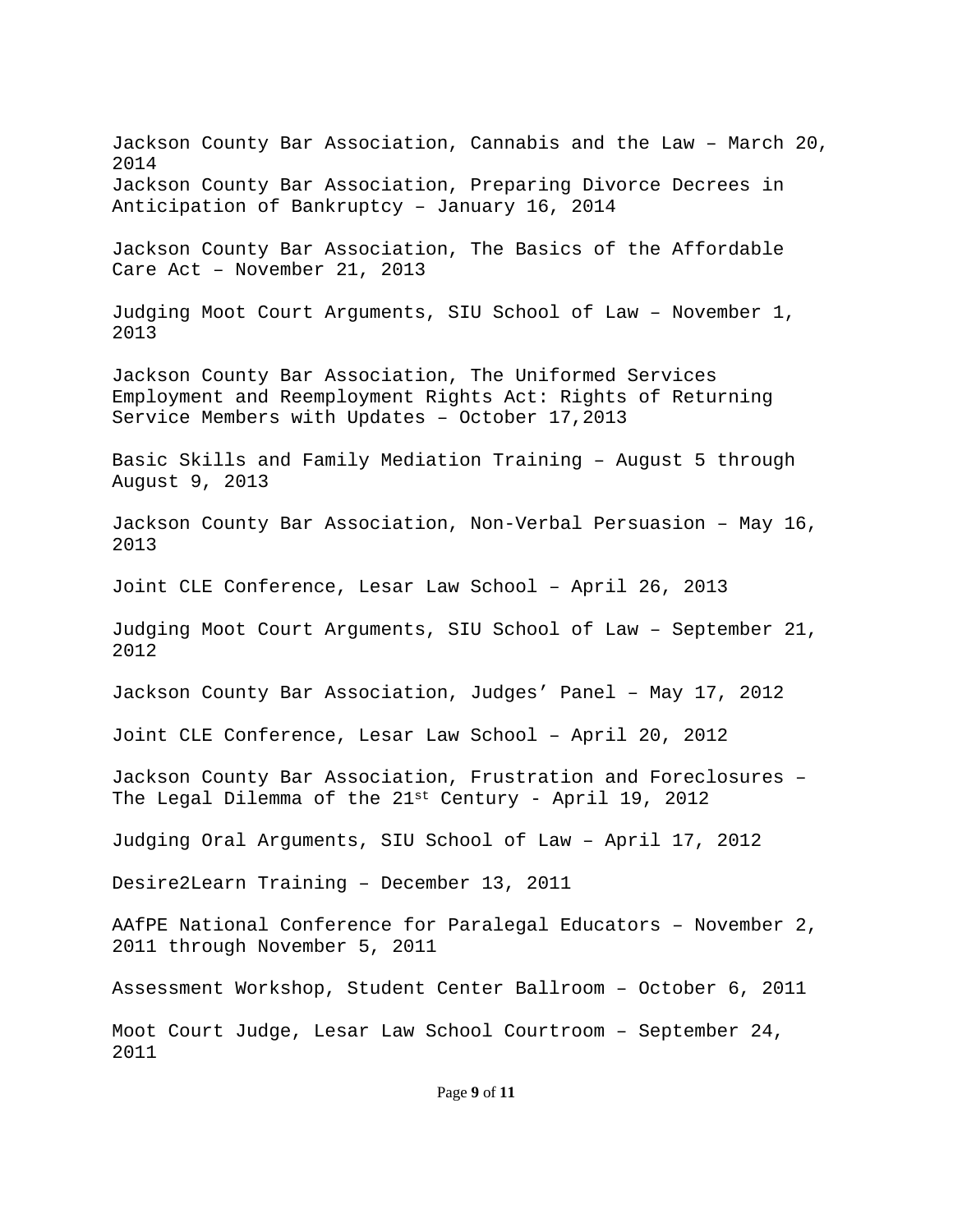Jackson County Bar Association, Cannabis and the Law – March 20, 2014
Jackson County Bar Association, Preparing Divorce Decrees in Anticipation of Bankruptcy – January 16, 2014

Jackson County Bar Association, The Basics of the Affordable Care Act – November 21, 2013

Judging Moot Court Arguments, SIU School of Law – November 1, 2013

Jackson County Bar Association, The Uniformed Services Employment and Reemployment Rights Act: Rights of Returning Service Members with Updates – October 17,2013

Basic Skills and Family Mediation Training – August 5 through August 9, 2013

Jackson County Bar Association, Non-Verbal Persuasion – May 16, 2013

Joint CLE Conference, Lesar Law School – April 26, 2013

Judging Moot Court Arguments, SIU School of Law – September 21, 2012

Jackson County Bar Association, Judges' Panel – May 17, 2012

Joint CLE Conference, Lesar Law School – April 20, 2012

Jackson County Bar Association, Frustration and Foreclosures – The Legal Dilemma of the 21st Century - April 19, 2012

Judging Oral Arguments, SIU School of Law – April 17, 2012

Desire2Learn Training – December 13, 2011

AAfPE National Conference for Paralegal Educators – November 2, 2011 through November 5, 2011

Assessment Workshop, Student Center Ballroom – October 6, 2011

Moot Court Judge, Lesar Law School Courtroom – September 24, 2011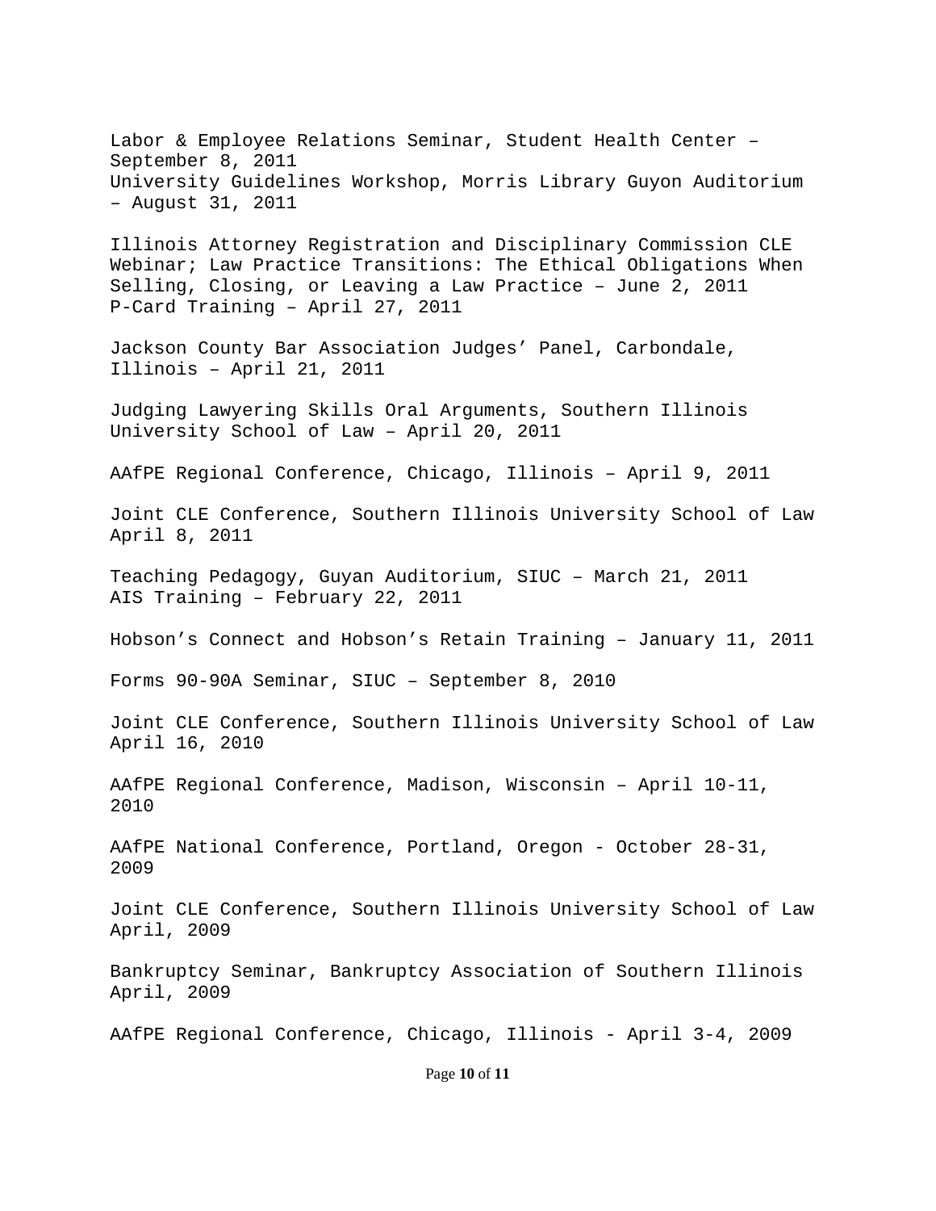Labor & Employee Relations Seminar, Student Health Center – September 8, 2011
University Guidelines Workshop, Morris Library Guyon Auditorium – August 31, 2011

Illinois Attorney Registration and Disciplinary Commission CLE Webinar; Law Practice Transitions: The Ethical Obligations When Selling, Closing, or Leaving a Law Practice – June 2, 2011
P-Card Training – April 27, 2011

Jackson County Bar Association Judges' Panel, Carbondale, Illinois – April 21, 2011

Judging Lawyering Skills Oral Arguments, Southern Illinois University School of Law – April 20, 2011

AAfPE Regional Conference, Chicago, Illinois – April 9, 2011

Joint CLE Conference, Southern Illinois University School of Law April 8, 2011

Teaching Pedagogy, Guyan Auditorium, SIUC – March 21, 2011
AIS Training – February 22, 2011

Hobson's Connect and Hobson's Retain Training – January 11, 2011

Forms 90-90A Seminar, SIUC – September 8, 2010

Joint CLE Conference, Southern Illinois University School of Law April 16, 2010

AAfPE Regional Conference, Madison, Wisconsin – April 10-11, 2010

AAfPE National Conference, Portland, Oregon - October 28-31, 2009

Joint CLE Conference, Southern Illinois University School of Law April, 2009

Bankruptcy Seminar, Bankruptcy Association of Southern Illinois April, 2009

AAfPE Regional Conference, Chicago, Illinois - April 3-4, 2009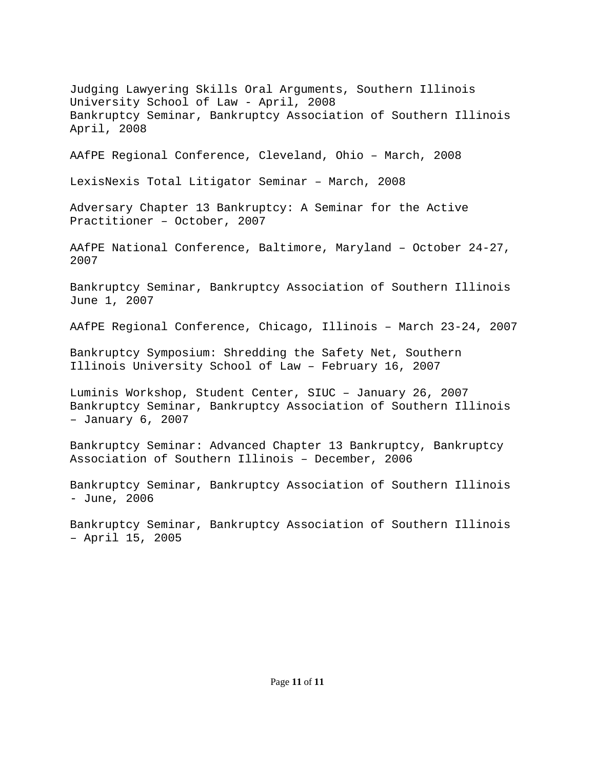Judging Lawyering Skills Oral Arguments, Southern Illinois University School of Law - April, 2008
Bankruptcy Seminar, Bankruptcy Association of Southern Illinois April, 2008

AAfPE Regional Conference, Cleveland, Ohio – March, 2008

LexisNexis Total Litigator Seminar – March, 2008

Adversary Chapter 13 Bankruptcy: A Seminar for the Active Practitioner – October, 2007

AAfPE National Conference, Baltimore, Maryland – October 24-27, 2007

Bankruptcy Seminar, Bankruptcy Association of Southern Illinois June 1, 2007

AAfPE Regional Conference, Chicago, Illinois – March 23-24, 2007

Bankruptcy Symposium: Shredding the Safety Net, Southern Illinois University School of Law – February 16, 2007

Luminis Workshop, Student Center, SIUC – January 26, 2007
Bankruptcy Seminar, Bankruptcy Association of Southern Illinois – January 6, 2007

Bankruptcy Seminar: Advanced Chapter 13 Bankruptcy, Bankruptcy Association of Southern Illinois – December, 2006

Bankruptcy Seminar, Bankruptcy Association of Southern Illinois - June, 2006

Bankruptcy Seminar, Bankruptcy Association of Southern Illinois – April 15, 2005